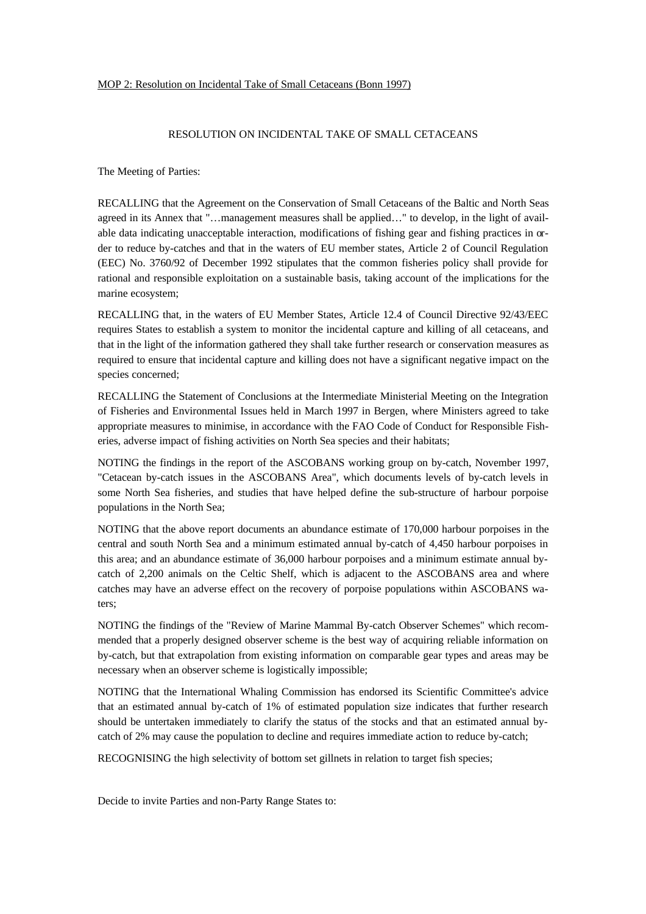MOP 2: Resolution on Incidental Take of Small Cetaceans (Bonn 1997)

# RESOLUTION ON INCIDENTAL TAKE OF SMALL CETACEANS

The Meeting of Parties:

RECALLING that the Agreement on the Conservation of Small Cetaceans of the Baltic and North Seas agreed in its Annex that "…management measures shall be applied…" to develop, in the light of available data indicating unacceptable interaction, modifications of fishing gear and fishing practices in order to reduce by-catches and that in the waters of EU member states, Article 2 of Council Regulation (EEC) No. 3760/92 of December 1992 stipulates that the common fisheries policy shall provide for rational and responsible exploitation on a sustainable basis, taking account of the implications for the marine ecosystem;

RECALLING that, in the waters of EU Member States, Article 12.4 of Council Directive 92/43/EEC requires States to establish a system to monitor the incidental capture and killing of all cetaceans, and that in the light of the information gathered they shall take further research or conservation measures as required to ensure that incidental capture and killing does not have a significant negative impact on the species concerned;

RECALLING the Statement of Conclusions at the Intermediate Ministerial Meeting on the Integration of Fisheries and Environmental Issues held in March 1997 in Bergen, where Ministers agreed to take appropriate measures to minimise, in accordance with the FAO Code of Conduct for Responsible Fisheries, adverse impact of fishing activities on North Sea species and their habitats;

NOTING the findings in the report of the ASCOBANS working group on by-catch, November 1997, "Cetacean by-catch issues in the ASCOBANS Area", which documents levels of by-catch levels in some North Sea fisheries, and studies that have helped define the sub-structure of harbour porpoise populations in the North Sea;

NOTING that the above report documents an abundance estimate of 170,000 harbour porpoises in the central and south North Sea and a minimum estimated annual by-catch of 4,450 harbour porpoises in this area; and an abundance estimate of 36,000 harbour porpoises and a minimum estimate annual by-catch of 2,200 animals on the Celtic Shelf, which is adjacent to the ASCOBANS area and where catches may have an adverse effect on the recovery of porpoise populations within ASCOBANS waters;

NOTING the findings of the "Review of Marine Mammal By-catch Observer Schemes" which recommended that a properly designed observer scheme is the best way of acquiring reliable information on by-catch, but that extrapolation from existing information on comparable gear types and areas may be necessary when an observer scheme is logistically impossible;

NOTING that the International Whaling Commission has endorsed its Scientific Committee's advice that an estimated annual by-catch of 1% of estimated population size indicates that further research should be untertaken immediately to clarify the status of the stocks and that an estimated annual by-catch of 2% may cause the population to decline and requires immediate action to reduce by-catch;

RECOGNISING the high selectivity of bottom set gillnets in relation to target fish species;

Decide to invite Parties and non-Party Range States to: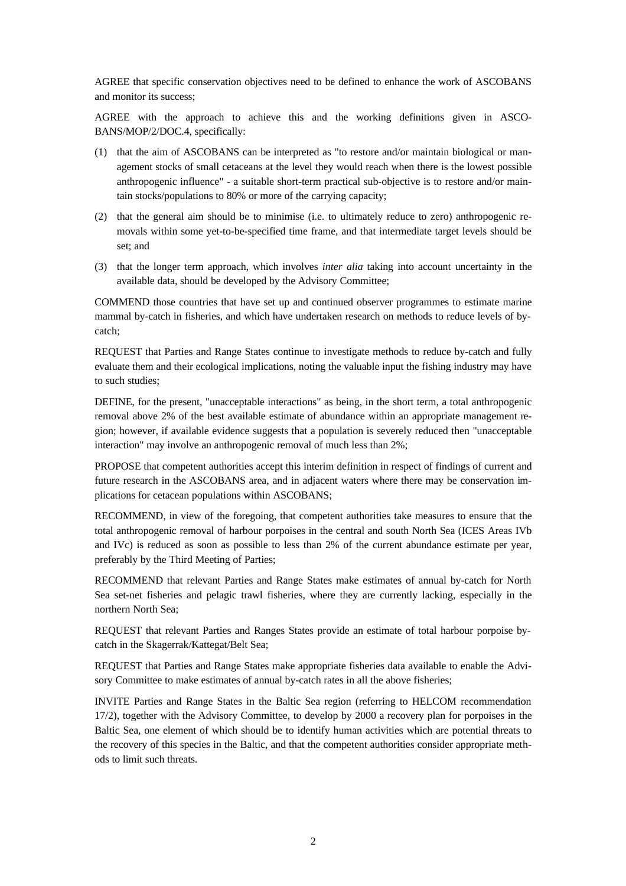AGREE that specific conservation objectives need to be defined to enhance the work of ASCOBANS and monitor its success;

AGREE with the approach to achieve this and the working definitions given in ASCOBANS/MOP/2/DOC.4, specifically:

(1) that the aim of ASCOBANS can be interpreted as "to restore and/or maintain biological or management stocks of small cetaceans at the level they would reach when there is the lowest possible anthropogenic influence" - a suitable short-term practical sub-objective is to restore and/or maintain stocks/populations to 80% or more of the carrying capacity;

(2) that the general aim should be to minimise (i.e. to ultimately reduce to zero) anthropogenic removals within some yet-to-be-specified time frame, and that intermediate target levels should be set; and

(3) that the longer term approach, which involves *inter alia* taking into account uncertainty in the available data, should be developed by the Advisory Committee;

COMMEND those countries that have set up and continued observer programmes to estimate marine mammal by-catch in fisheries, and which have undertaken research on methods to reduce levels of by-catch;

REQUEST that Parties and Range States continue to investigate methods to reduce by-catch and fully evaluate them and their ecological implications, noting the valuable input the fishing industry may have to such studies;

DEFINE, for the present, "unacceptable interactions" as being, in the short term, a total anthropogenic removal above 2% of the best available estimate of abundance within an appropriate management region; however, if available evidence suggests that a population is severely reduced then "unacceptable interaction" may involve an anthropogenic removal of much less than 2%;

PROPOSE that competent authorities accept this interim definition in respect of findings of current and future research in the ASCOBANS area, and in adjacent waters where there may be conservation implications for cetacean populations within ASCOBANS;

RECOMMEND, in view of the foregoing, that competent authorities take measures to ensure that the total anthropogenic removal of harbour porpoises in the central and south North Sea (ICES Areas IVb and IVc) is reduced as soon as possible to less than 2% of the current abundance estimate per year, preferably by the Third Meeting of Parties;

RECOMMEND that relevant Parties and Range States make estimates of annual by-catch for North Sea set-net fisheries and pelagic trawl fisheries, where they are currently lacking, especially in the northern North Sea;

REQUEST that relevant Parties and Ranges States provide an estimate of total harbour porpoise by-catch in the Skagerrak/Kattegat/Belt Sea;

REQUEST that Parties and Range States make appropriate fisheries data available to enable the Advisory Committee to make estimates of annual by-catch rates in all the above fisheries;

INVITE Parties and Range States in the Baltic Sea region (referring to HELCOM recommendation 17/2), together with the Advisory Committee, to develop by 2000 a recovery plan for porpoises in the Baltic Sea, one element of which should be to identify human activities which are potential threats to the recovery of this species in the Baltic, and that the competent authorities consider appropriate methods to limit such threats.